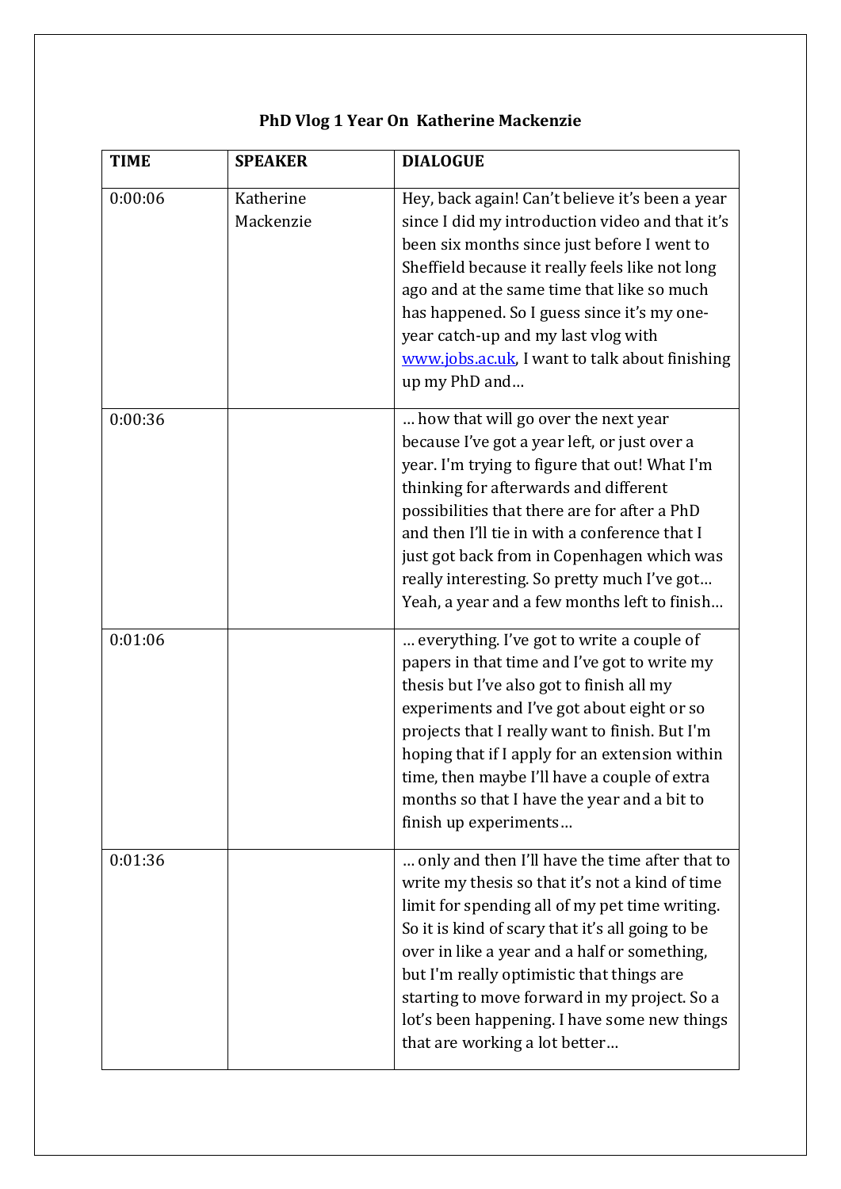**PhD Vlog 1 Year On Katherine Mackenzie**

| TIME | SPEAKER | DIALOGUE |
|---|---|---|
| 0:00:06 | Katherine Mackenzie | Hey, back again! Can't believe it's been a year since I did my introduction video and that it's been six months since just before I went to Sheffield because it really feels like not long ago and at the same time that like so much has happened. So I guess since it's my one-year catch-up and my last vlog with [www.jobs.ac.uk](http://www.jobs.ac.uk), I want to talk about finishing up my PhD and… |
| 0:00:36 | | … how that will go over the next year because I've got a year left, or just over a year. I'm trying to figure that out! What I'm thinking for afterwards and different possibilities that there are for after a PhD and then I'll tie in with a conference that I just got back from in Copenhagen which was really interesting. So pretty much I've got… Yeah, a year and a few months left to finish… |
| 0:01:06 | | … everything. I've got to write a couple of papers in that time and I've got to write my thesis but I've also got to finish all my experiments and I've got about eight or so projects that I really want to finish. But I'm hoping that if I apply for an extension within time, then maybe I'll have a couple of extra months so that I have the year and a bit to finish up experiments… |
| 0:01:36 | | … only and then I'll have the time after that to write my thesis so that it's not a kind of time limit for spending all of my pet time writing. So it is kind of scary that it's all going to be over in like a year and a half or something, but I'm really optimistic that things are starting to move forward in my project. So a lot's been happening. I have some new things that are working a lot better… |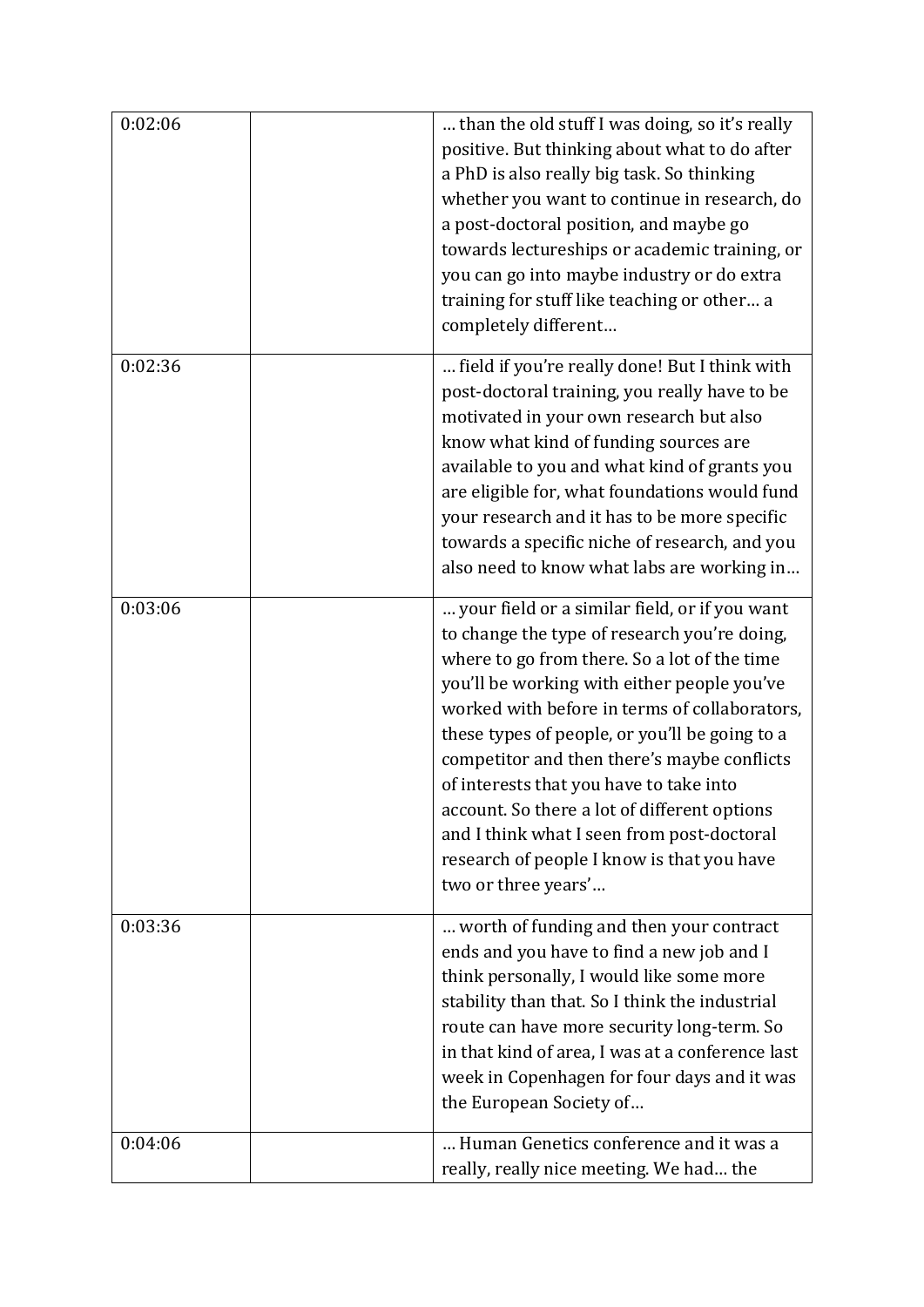| | | |
|---|---|---|
| 0:02:06 | | … than the old stuff I was doing, so it's really positive. But thinking about what to do after a PhD is also really big task. So thinking whether you want to continue in research, do a post-doctoral position, and maybe go towards lectureships or academic training, or you can go into maybe industry or do extra training for stuff like teaching or other… a completely different… |
| 0:02:36 | | … field if you're really done! But I think with post-doctoral training, you really have to be motivated in your own research but also know what kind of funding sources are available to you and what kind of grants you are eligible for, what foundations would fund your research and it has to be more specific towards a specific niche of research, and you also need to know what labs are working in… |
| 0:03:06 | | … your field or a similar field, or if you want to change the type of research you're doing, where to go from there. So a lot of the time you'll be working with either people you've worked with before in terms of collaborators, these types of people, or you'll be going to a competitor and then there's maybe conflicts of interests that you have to take into account. So there a lot of different options and I think what I seen from post-doctoral research of people I know is that you have two or three years'… |
| 0:03:36 | | … worth of funding and then your contract ends and you have to find a new job and I think personally, I would like some more stability than that. So I think the industrial route can have more security long-term. So in that kind of area, I was at a conference last week in Copenhagen for four days and it was the European Society of… |
| 0:04:06 | | … Human Genetics conference and it was a really, really nice meeting. We had… the |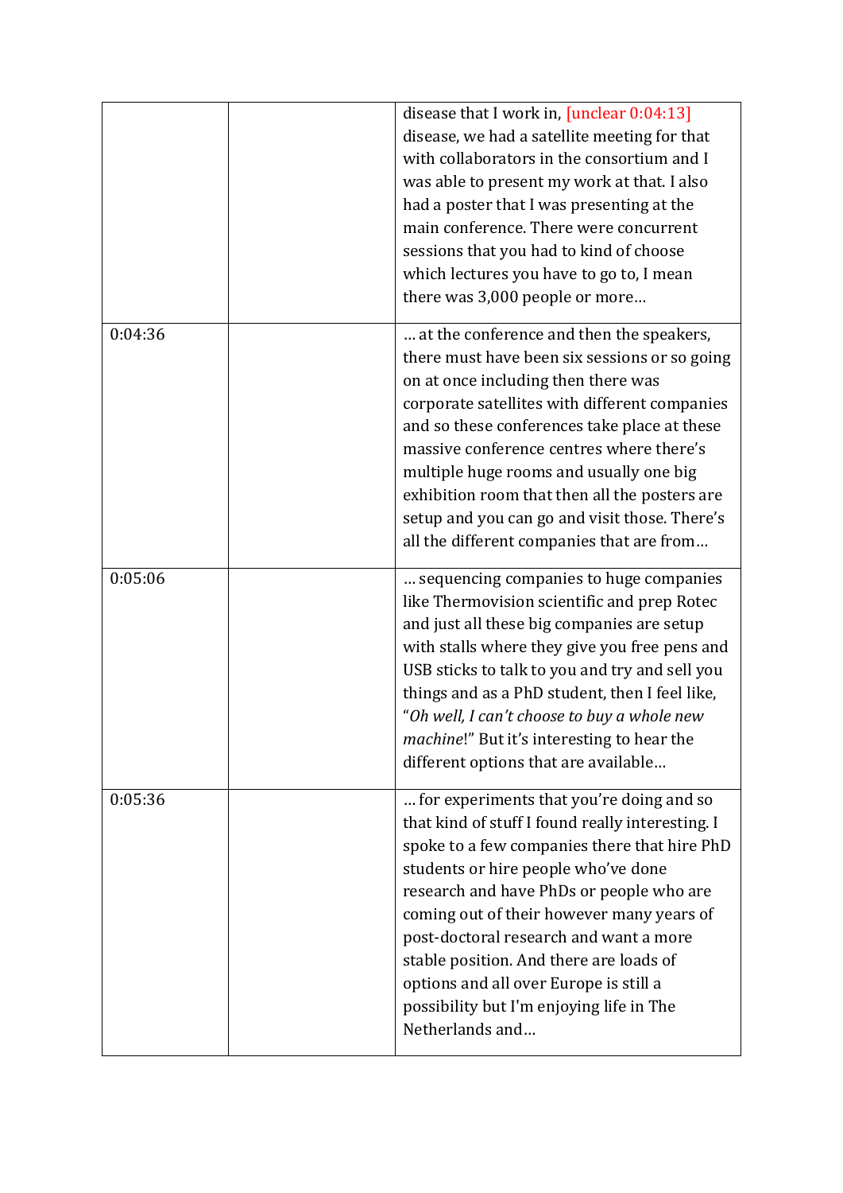| | | |
|---|---|---|
| | | disease that I work in, [unclear 0:04:13] disease, we had a satellite meeting for that with collaborators in the consortium and I was able to present my work at that. I also had a poster that I was presenting at the main conference. There were concurrent sessions that you had to kind of choose which lectures you have to go to, I mean there was 3,000 people or more… |
| 0:04:36 | | … at the conference and then the speakers, there must have been six sessions or so going on at once including then there was corporate satellites with different companies and so these conferences take place at these massive conference centres where there's multiple huge rooms and usually one big exhibition room that then all the posters are setup and you can go and visit those. There's all the different companies that are from… |
| 0:05:06 | | … sequencing companies to huge companies like Thermovision scientific and prep Rotec and just all these big companies are setup with stalls where they give you free pens and USB sticks to talk to you and try and sell you things and as a PhD student, then I feel like, "*Oh well, I can't choose to buy a whole new machine*!" But it's interesting to hear the different options that are available… |
| 0:05:36 | | … for experiments that you're doing and so that kind of stuff I found really interesting. I spoke to a few companies there that hire PhD students or hire people who've done research and have PhDs or people who are coming out of their however many years of post-doctoral research and want a more stable position. And there are loads of options and all over Europe is still a possibility but I'm enjoying life in The Netherlands and… |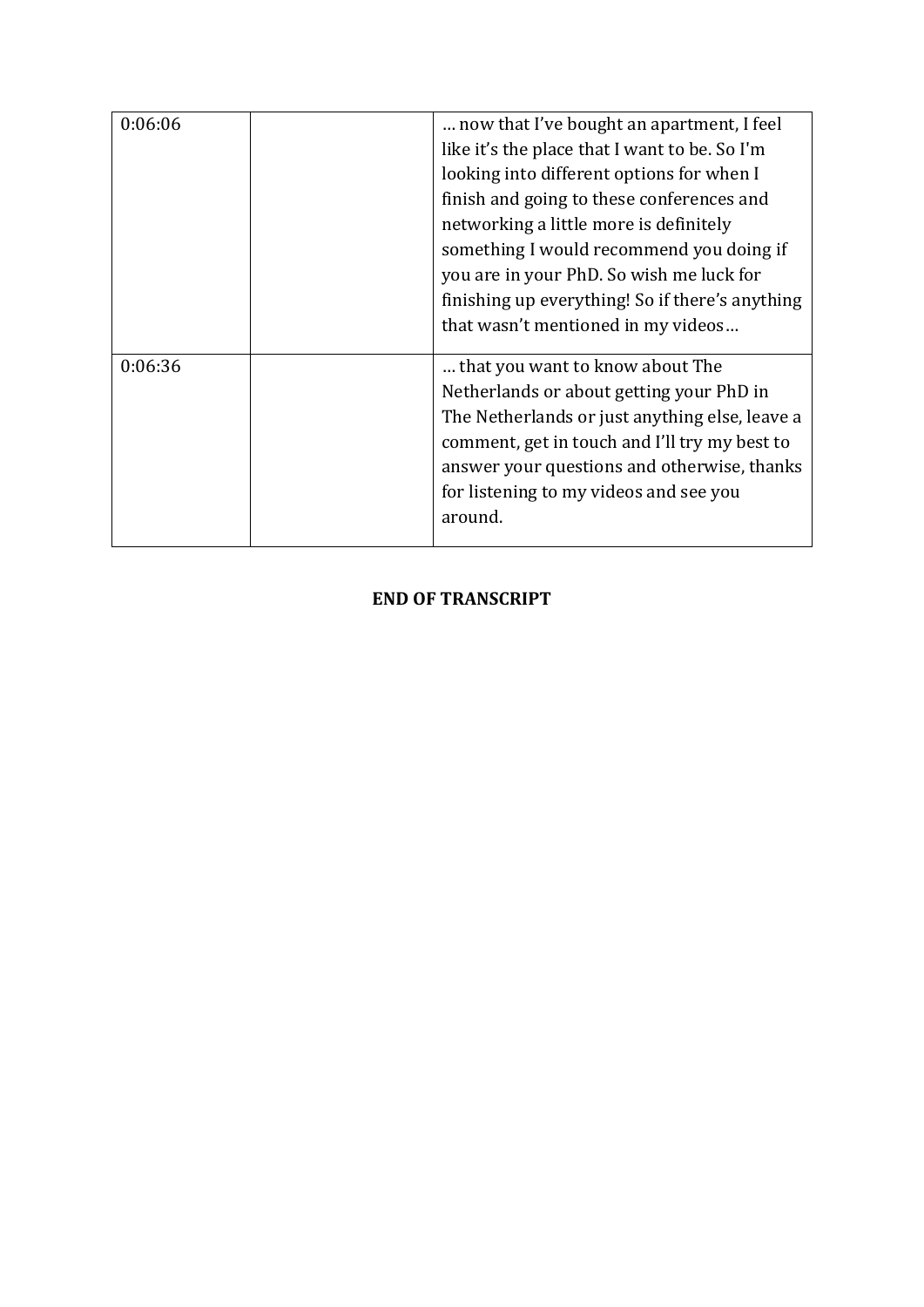| | | |
|---|---|---|
| 0:06:06 | | … now that I've bought an apartment, I feel like it's the place that I want to be. So I'm looking into different options for when I finish and going to these conferences and networking a little more is definitely something I would recommend you doing if you are in your PhD. So wish me luck for finishing up everything! So if there's anything that wasn't mentioned in my videos… |
| 0:06:36 | | … that you want to know about The Netherlands or about getting your PhD in The Netherlands or just anything else, leave a comment, get in touch and I'll try my best to answer your questions and otherwise, thanks for listening to my videos and see you around. |

**END OF TRANSCRIPT**